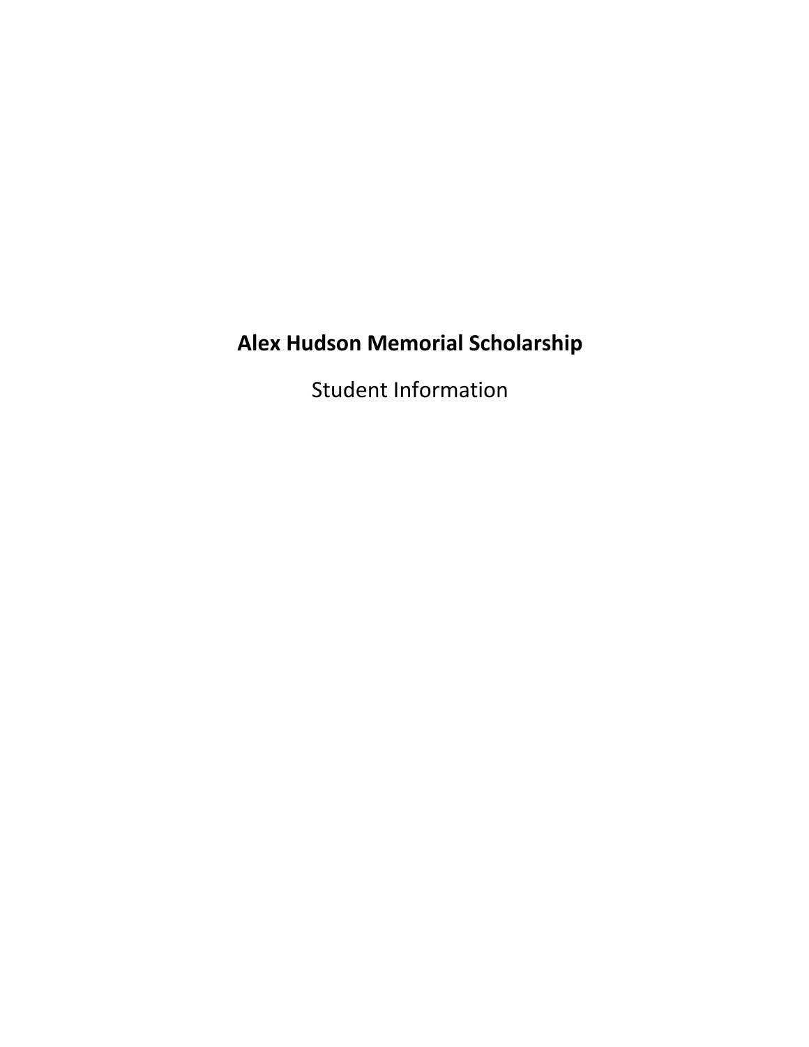# Alex Hudson Memorial Scholarship

Student Information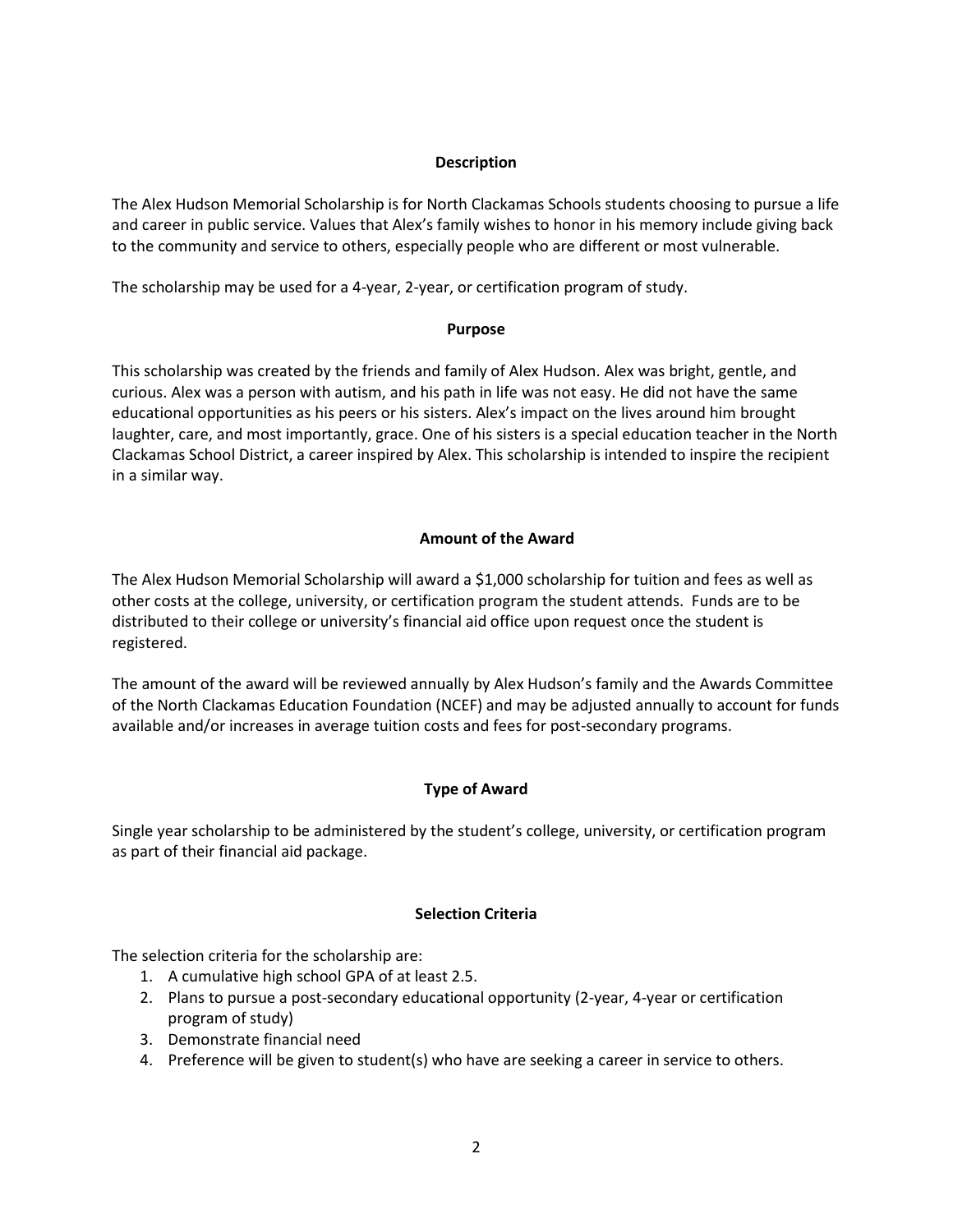## Description

The Alex Hudson Memorial Scholarship is for North Clackamas Schools students choosing to pursue a life and career in public service. Values that Alex's family wishes to honor in his memory include giving back to the community and service to others, especially people who are different or most vulnerable.

The scholarship may be used for a 4-year, 2-year, or certification program of study.

## Purpose

This scholarship was created by the friends and family of Alex Hudson. Alex was bright, gentle, and curious. Alex was a person with autism, and his path in life was not easy. He did not have the same educational opportunities as his peers or his sisters. Alex's impact on the lives around him brought laughter, care, and most importantly, grace. One of his sisters is a special education teacher in the North Clackamas School District, a career inspired by Alex. This scholarship is intended to inspire the recipient in a similar way.

## Amount of the Award

The Alex Hudson Memorial Scholarship will award a $1,000 scholarship for tuition and fees as well as other costs at the college, university, or certification program the student attends. Funds are to be distributed to their college or university's financial aid office upon request once the student is registered.

The amount of the award will be reviewed annually by Alex Hudson's family and the Awards Committee of the North Clackamas Education Foundation (NCEF) and may be adjusted annually to account for funds available and/or increases in average tuition costs and fees for post-secondary programs.

## Type of Award

Single year scholarship to be administered by the student's college, university, or certification program as part of their financial aid package.

## Selection Criteria

The selection criteria for the scholarship are:

1. A cumulative high school GPA of at least 2.5.
2. Plans to pursue a post-secondary educational opportunity (2-year, 4-year or certification program of study)
3. Demonstrate financial need
4. Preference will be given to student(s) who have are seeking a career in service to others.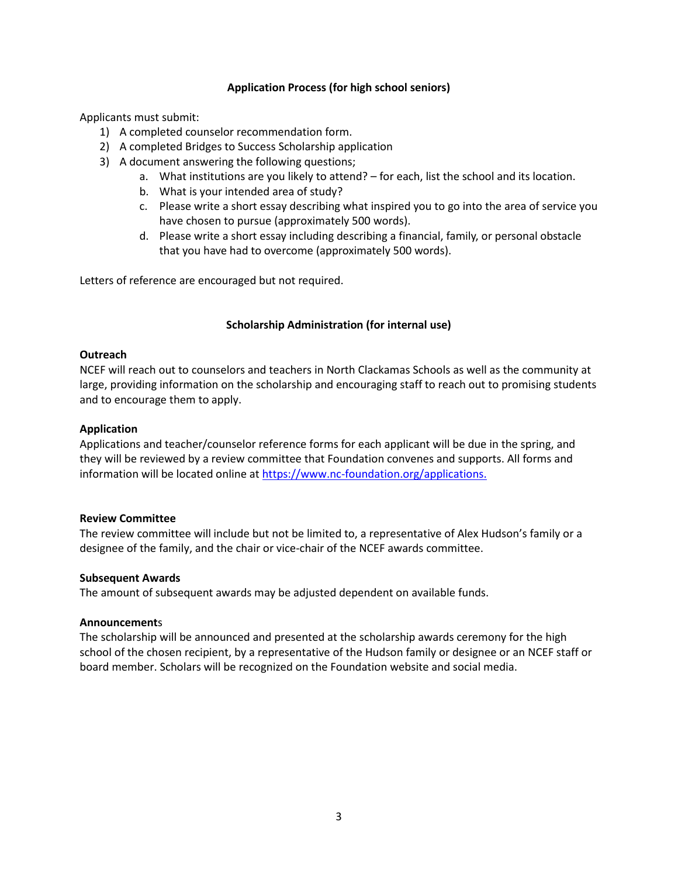## Application Process (for high school seniors)

Applicants must submit:

1) A completed counselor recommendation form.
2) A completed Bridges to Success Scholarship application
3) A document answering the following questions;
   a. What institutions are you likely to attend? – for each, list the school and its location.
   b. What is your intended area of study?
   c. Please write a short essay describing what inspired you to go into the area of service you have chosen to pursue (approximately 500 words).
   d. Please write a short essay including describing a financial, family, or personal obstacle that you have had to overcome (approximately 500 words).

Letters of reference are encouraged but not required.

## Scholarship Administration (for internal use)

**Outreach**

NCEF will reach out to counselors and teachers in North Clackamas Schools as well as the community at large, providing information on the scholarship and encouraging staff to reach out to promising students and to encourage them to apply.

**Application**

Applications and teacher/counselor reference forms for each applicant will be due in the spring, and they will be reviewed by a review committee that Foundation convenes and supports. All forms and information will be located online at https://www.nc-foundation.org/applications.

**Review Committee**

The review committee will include but not be limited to, a representative of Alex Hudson's family or a designee of the family, and the chair or vice-chair of the NCEF awards committee.

**Subsequent Awards**

The amount of subsequent awards may be adjusted dependent on available funds.

**Announcements**

The scholarship will be announced and presented at the scholarship awards ceremony for the high school of the chosen recipient, by a representative of the Hudson family or designee or an NCEF staff or board member. Scholars will be recognized on the Foundation website and social media.